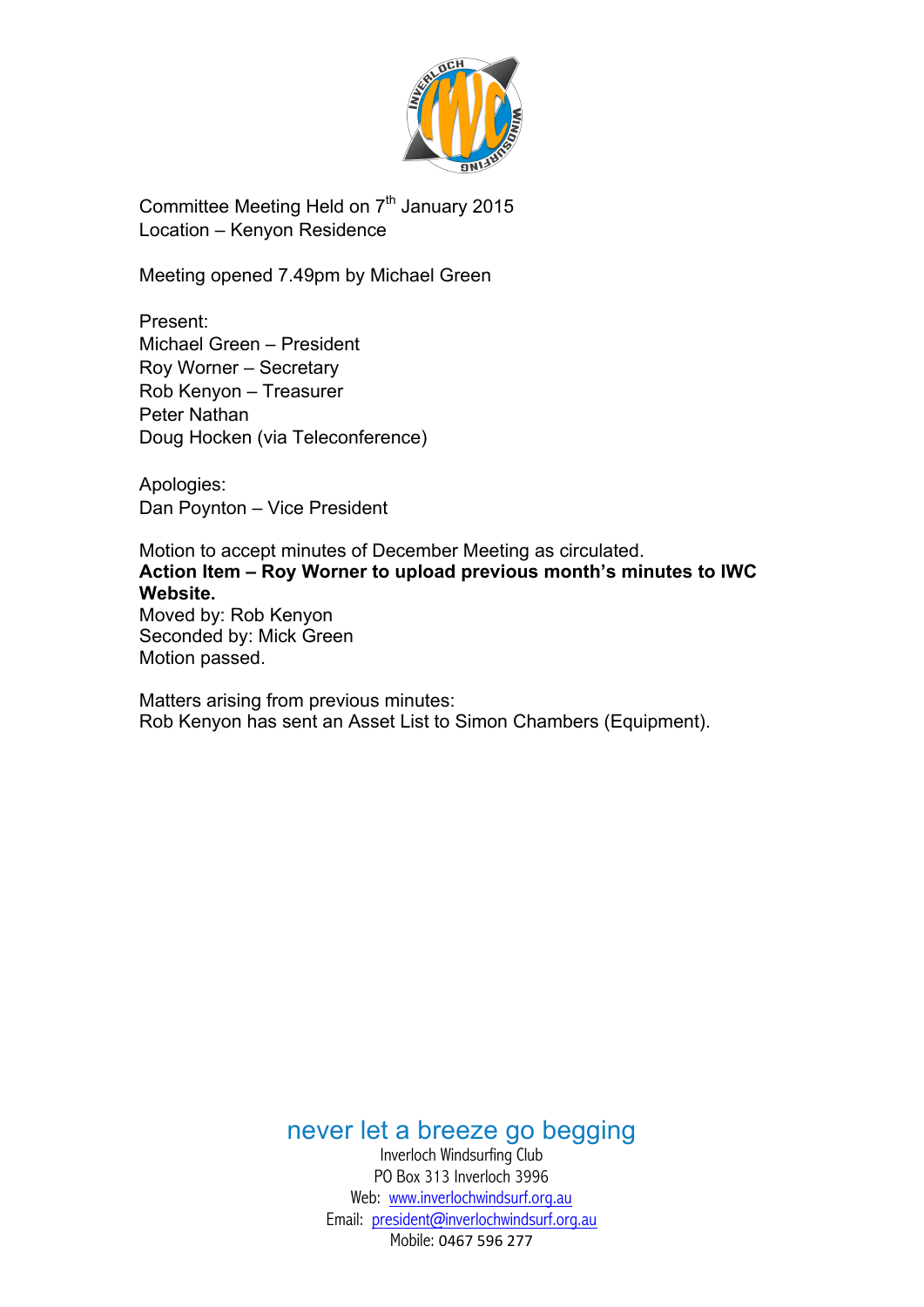Committee Meeting Held on 7th January 2015
Location – Kenyon Residence

Meeting opened 7.49pm by Michael Green

Present:
Michael Green – President
Roy Worner – Secretary
Rob Kenyon – Treasurer
Peter Nathan
Doug Hocken (via Teleconference)

Apologies:
Dan Poynton – Vice President

Motion to accept minutes of December Meeting as circulated.
**Action Item – Roy Worner to upload previous month's minutes to IWC Website.**
Moved by: Rob Kenyon
Seconded by: Mick Green
Motion passed.

Matters arising from previous minutes:
Rob Kenyon has sent an Asset List to Simon Chambers (Equipment).

never let a breeze go begging
Inverloch Windsurfing Club
PO Box 313 Inverloch 3996
Web: www.inverlochwindsurf.org.au
Email: president@inverlochwindsurf.org.au
Mobile: 0467 596 277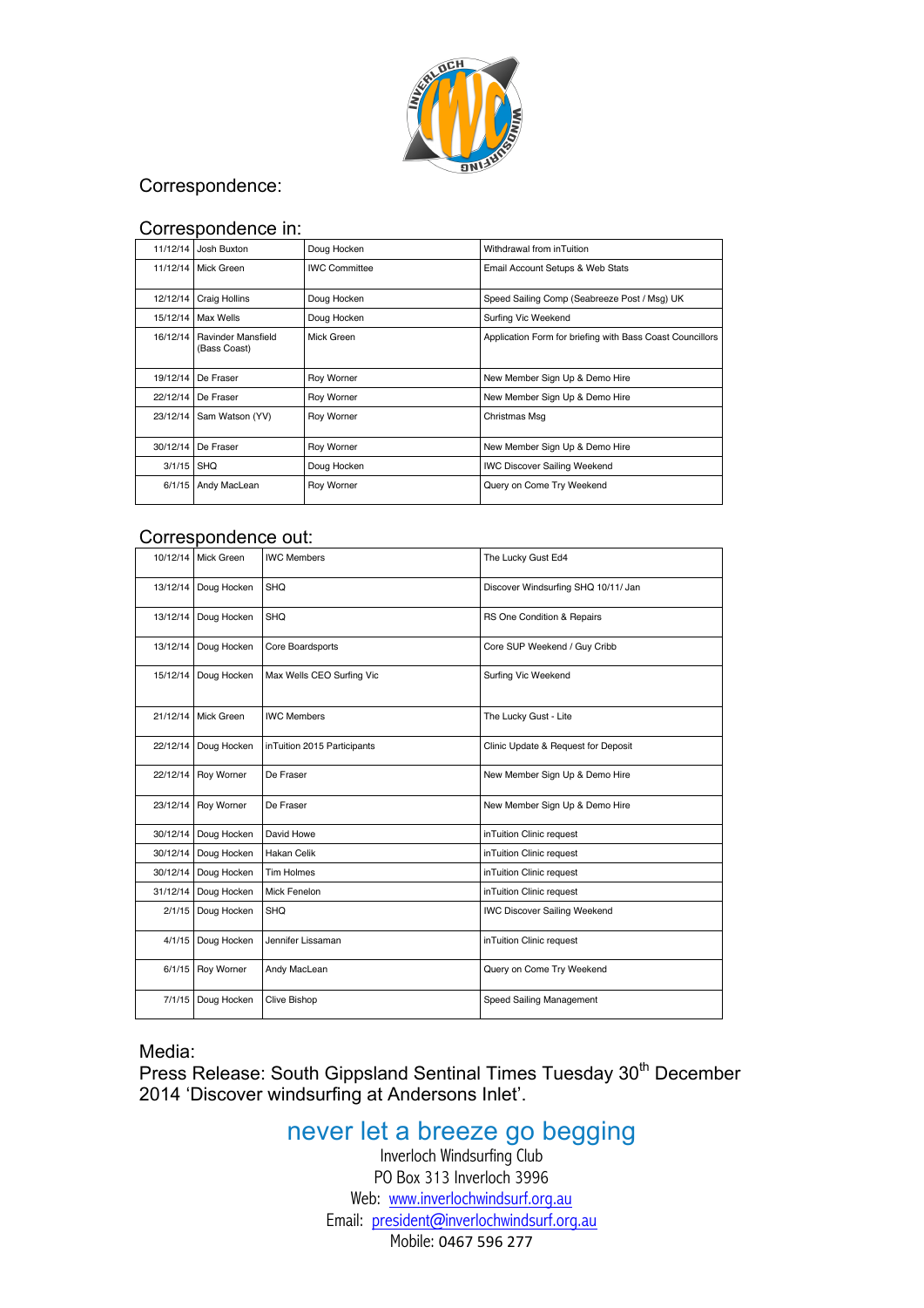# Correspondence:

## Correspondence in:

| | | | |
|---|---|---|---|
| 11/12/14 | Josh Buxton | Doug Hocken | Withdrawal from inTuition |
| 11/12/14 | Mick Green | IWC Committee | Email Account Setups & Web Stats |
| 12/12/14 | Craig Hollins | Doug Hocken | Speed Sailing Comp (Seabreeze Post / Msg) UK |
| 15/12/14 | Max Wells | Doug Hocken | Surfing Vic Weekend |
| 16/12/14 | Ravinder Mansfield (Bass Coast) | Mick Green | Application Form for briefing with Bass Coast Councillors |
| 19/12/14 | De Fraser | Roy Worner | New Member Sign Up & Demo Hire |
| 22/12/14 | De Fraser | Roy Worner | New Member Sign Up & Demo Hire |
| 23/12/14 | Sam Watson (YV) | Roy Worner | Christmas Msg |
| 30/12/14 | De Fraser | Roy Worner | New Member Sign Up & Demo Hire |
| 3/1/15 | SHQ | Doug Hocken | IWC Discover Sailing Weekend |
| 6/1/15 | Andy MacLean | Roy Worner | Query on Come Try Weekend |

## Correspondence out:

| | | | |
|---|---|---|---|
| 10/12/14 | Mick Green | IWC Members | The Lucky Gust Ed4 |
| 13/12/14 | Doug Hocken | SHQ | Discover Windsurfing SHQ 10/11/ Jan |
| 13/12/14 | Doug Hocken | SHQ | RS One Condition & Repairs |
| 13/12/14 | Doug Hocken | Core Boardsports | Core SUP Weekend / Guy Cribb |
| 15/12/14 | Doug Hocken | Max Wells CEO Surfing Vic | Surfing Vic Weekend |
| 21/12/14 | Mick Green | IWC Members | The Lucky Gust - Lite |
| 22/12/14 | Doug Hocken | inTuition 2015 Participants | Clinic Update & Request for Deposit |
| 22/12/14 | Roy Worner | De Fraser | New Member Sign Up & Demo Hire |
| 23/12/14 | Roy Worner | De Fraser | New Member Sign Up & Demo Hire |
| 30/12/14 | Doug Hocken | David Howe | inTuition Clinic request |
| 30/12/14 | Doug Hocken | Hakan Celik | inTuition Clinic request |
| 30/12/14 | Doug Hocken | Tim Holmes | inTuition Clinic request |
| 31/12/14 | Doug Hocken | Mick Fenelon | inTuition Clinic request |
| 2/1/15 | Doug Hocken | SHQ | IWC Discover Sailing Weekend |
| 4/1/15 | Doug Hocken | Jennifer Lissaman | inTuition Clinic request |
| 6/1/15 | Roy Worner | Andy MacLean | Query on Come Try Weekend |
| 7/1/15 | Doug Hocken | Clive Bishop | Speed Sailing Management |

## Media:

Press Release: South Gippsland Sentinal Times Tuesday 30th December 2014 'Discover windsurfing at Andersons Inlet'.

never let a breeze go begging

Inverloch Windsurfing Club
PO Box 313 Inverloch 3996
Web: www.inverlochwindsurf.org.au
Email: president@inverlochwindsurf.org.au
Mobile: 0467 596 277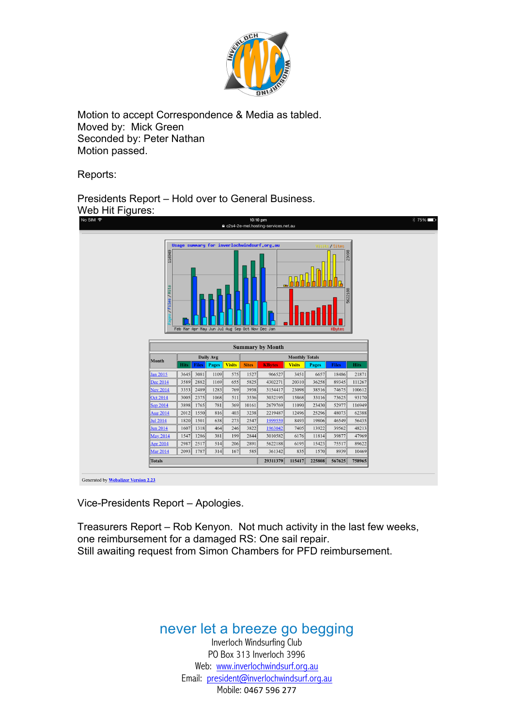Motion to accept Correspondence & Media as tabled.
Moved by: Mick Green
Seconded by: Peter Nathan
Motion passed.

Reports:

Presidents Report – Hold over to General Business.
Web Hit Figures:

Usage summary for inverlochwindsurf.org.au

| Month | Daily Avg | | | | Monthly Totals | | | | | |
|---|---|---|---|---|---|---|---|---|---|---|
| | Hits | Files | Pages | Visits | Sites | KBytes | Visits | Pages | Files | Hits |
| Jan 2015 | 3645 | 3081 | 1109 | 575 | 1527 | 966527 | 3451 | 6657 | 18486 | 21871 |
| Dec 2014 | 3589 | 2882 | 1169 | 655 | 5825 | 4302271 | 20310 | 36258 | 89345 | 111267 |
| Nov 2014 | 3353 | 2489 | 1283 | 769 | 3938 | 3154417 | 23098 | 38516 | 74675 | 100612 |
| Oct 2014 | 3005 | 2375 | 1068 | 511 | 3536 | 3032195 | 15868 | 33116 | 73625 | 93170 |
| Sep 2014 | 3898 | 1765 | 781 | 369 | 10161 | 2679769 | 11090 | 23430 | 52977 | 116949 |
| Aug 2014 | 2012 | 1550 | 816 | 403 | 3238 | 2219487 | 12496 | 25296 | 48073 | 62388 |
| Jul 2014 | 1820 | 1501 | 638 | 273 | 2547 | 1999559 | 8493 | 19806 | 46549 | 56435 |
| Jun 2014 | 1607 | 1318 | 464 | 246 | 3822 | 1963042 | 7405 | 13922 | 39562 | 48213 |
| May 2014 | 1547 | 1286 | 381 | 199 | 2844 | 3010582 | 6176 | 11814 | 39877 | 47969 |
| Apr 2014 | 2987 | 2517 | 514 | 206 | 2891 | 5622188 | 6195 | 15423 | 75517 | 89622 |
| Mar 2014 | 2093 | 1787 | 314 | 167 | 585 | 361342 | 835 | 1570 | 8939 | 10469 |
| Totals | | | | | | 29311379 | 115417 | 225808 | 567625 | 758965 |

Generated by Webalizer Version 2.23

Vice-Presidents Report – Apologies.

Treasurers Report – Rob Kenyon. Not much activity in the last few weeks, one reimbursement for a damaged RS: One sail repair.
Still awaiting request from Simon Chambers for PFD reimbursement.

never let a breeze go begging
Inverloch Windsurfing Club
PO Box 313 Inverloch 3996
Web: www.inverlochwindsurf.org.au
Email: president@inverlochwindsurf.org.au
Mobile: 0467 596 277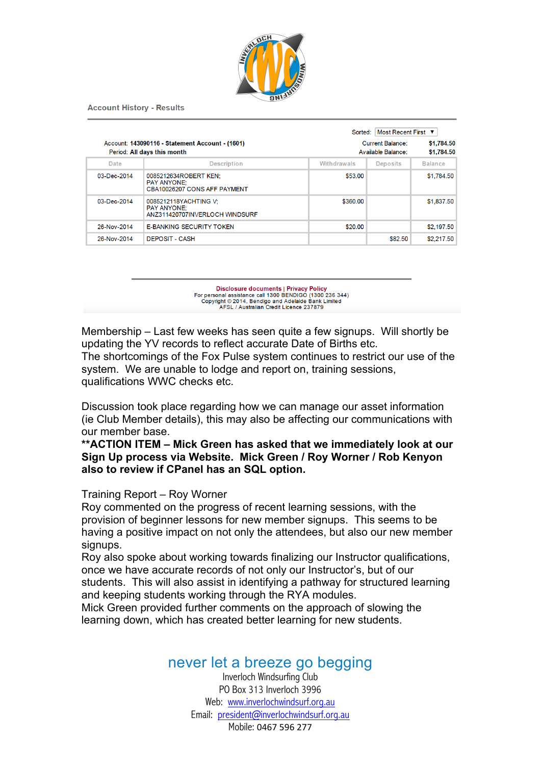Account History - Results

Sorted: Most Recent First

Account: **143090116 - Statement Account - (1601)**
Period: **All days this month**

Current Balance: **$1,784.50**
Available Balance: **$1,784.50**

| Date | Description | Withdrawals | Deposits | Balance |
|---|---|---|---|---|
| 03-Dec-2014 | 0085212634ROBERT KEN; PAY ANYONE; CBA10026207 CONS AFF PAYMENT | $53.00 | | $1,784.50 |
| 03-Dec-2014 | 0085212118YACHTING V; PAY ANYONE; ANZ311420707INVERLOCH WINDSURF | $360.00 | | $1,837.50 |
| 26-Nov-2014 | E-BANKING SECURITY TOKEN | $20.00 | | $2,197.50 |
| 26-Nov-2014 | DEPOSIT - CASH | | $82.50 | $2,217.50 |

Disclosure documents | Privacy Policy
For personal assistance call 1300 BENDIGO (1300 236 344)
Copyright © 2014, Bendigo and Adelaide Bank Limited
AFSL / Australian Credit Licence 237879

Membership – Last few weeks has seen quite a few signups. Will shortly be updating the YV records to reflect accurate Date of Births etc.
The shortcomings of the Fox Pulse system continues to restrict our use of the system. We are unable to lodge and report on, training sessions, qualifications WWC checks etc.

Discussion took place regarding how we can manage our asset information (ie Club Member details), this may also be affecting our communications with our member base.
**\*\*ACTION ITEM – Mick Green has asked that we immediately look at our Sign Up process via Website. Mick Green / Roy Worner / Rob Kenyon also to review if CPanel has an SQL option.**

Training Report – Roy Worner
Roy commented on the progress of recent learning sessions, with the provision of beginner lessons for new member signups. This seems to be having a positive impact on not only the attendees, but also our new member signups.
Roy also spoke about working towards finalizing our Instructor qualifications, once we have accurate records of not only our Instructor's, but of our students. This will also assist in identifying a pathway for structured learning and keeping students working through the RYA modules.
Mick Green provided further comments on the approach of slowing the learning down, which has created better learning for new students.

never let a breeze go begging
Inverloch Windsurfing Club
PO Box 313 Inverloch 3996
Web: www.inverlochwindsurf.org.au
Email: president@inverlochwindsurf.org.au
Mobile: 0467 596 277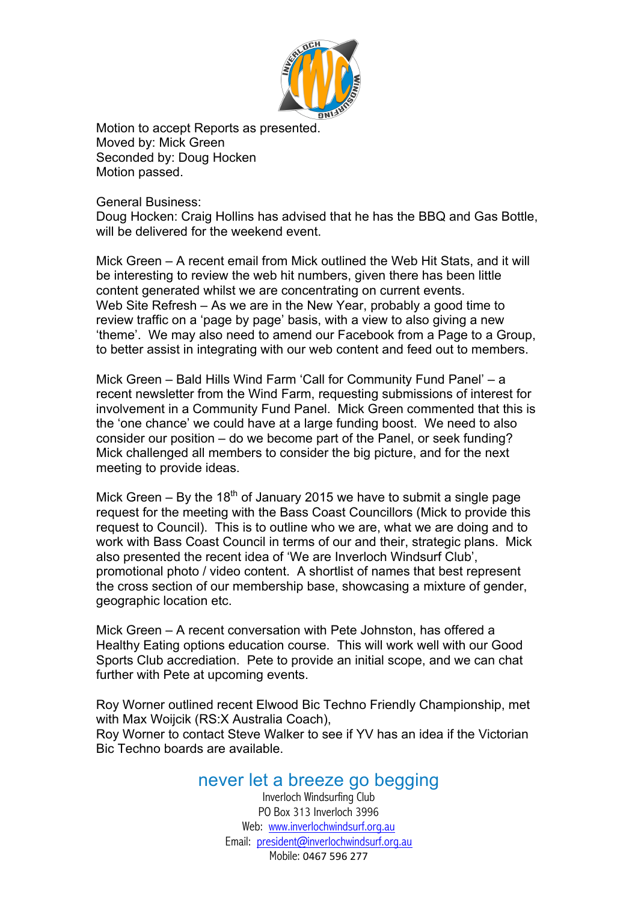Motion to accept Reports as presented.
Moved by: Mick Green
Seconded by: Doug Hocken
Motion passed.

General Business:
Doug Hocken: Craig Hollins has advised that he has the BBQ and Gas Bottle, will be delivered for the weekend event.

Mick Green – A recent email from Mick outlined the Web Hit Stats, and it will be interesting to review the web hit numbers, given there has been little content generated whilst we are concentrating on current events.
Web Site Refresh – As we are in the New Year, probably a good time to review traffic on a 'page by page' basis, with a view to also giving a new 'theme'. We may also need to amend our Facebook from a Page to a Group, to better assist in integrating with our web content and feed out to members.

Mick Green – Bald Hills Wind Farm 'Call for Community Fund Panel' – a recent newsletter from the Wind Farm, requesting submissions of interest for involvement in a Community Fund Panel. Mick Green commented that this is the 'one chance' we could have at a large funding boost. We need to also consider our position – do we become part of the Panel, or seek funding? Mick challenged all members to consider the big picture, and for the next meeting to provide ideas.

Mick Green – By the 18th of January 2015 we have to submit a single page request for the meeting with the Bass Coast Councillors (Mick to provide this request to Council). This is to outline who we are, what we are doing and to work with Bass Coast Council in terms of our and their, strategic plans. Mick also presented the recent idea of 'We are Inverloch Windsurf Club', promotional photo / video content. A shortlist of names that best represent the cross section of our membership base, showcasing a mixture of gender, geographic location etc.

Mick Green – A recent conversation with Pete Johnston, has offered a Healthy Eating options education course. This will work well with our Good Sports Club accreditation. Pete to provide an initial scope, and we can chat further with Pete at upcoming events.

Roy Worner outlined recent Elwood Bic Techno Friendly Championship, met with Max Woijcik (RS:X Australia Coach),
Roy Worner to contact Steve Walker to see if YV has an idea if the Victorian Bic Techno boards are available.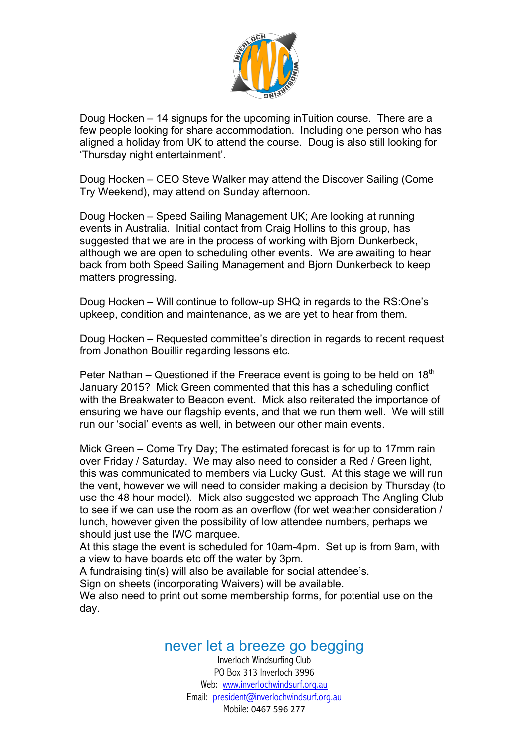Doug Hocken – 14 signups for the upcoming inTuition course. There are a few people looking for share accommodation. Including one person who has aligned a holiday from UK to attend the course. Doug is also still looking for 'Thursday night entertainment'.

Doug Hocken – CEO Steve Walker may attend the Discover Sailing (Come Try Weekend), may attend on Sunday afternoon.

Doug Hocken – Speed Sailing Management UK; Are looking at running events in Australia. Initial contact from Craig Hollins to this group, has suggested that we are in the process of working with Bjorn Dunkerbeck, although we are open to scheduling other events. We are awaiting to hear back from both Speed Sailing Management and Bjorn Dunkerbeck to keep matters progressing.

Doug Hocken – Will continue to follow-up SHQ in regards to the RS:One's upkeep, condition and maintenance, as we are yet to hear from them.

Doug Hocken – Requested committee's direction in regards to recent request from Jonathon Bouillir regarding lessons etc.

Peter Nathan – Questioned if the Freerace event is going to be held on 18th January 2015? Mick Green commented that this has a scheduling conflict with the Breakwater to Beacon event. Mick also reiterated the importance of ensuring we have our flagship events, and that we run them well. We will still run our 'social' events as well, in between our other main events.

Mick Green – Come Try Day; The estimated forecast is for up to 17mm rain over Friday / Saturday. We may also need to consider a Red / Green light, this was communicated to members via Lucky Gust. At this stage we will run the vent, however we will need to consider making a decision by Thursday (to use the 48 hour model). Mick also suggested we approach The Angling Club to see if we can use the room as an overflow (for wet weather consideration / lunch, however given the possibility of low attendee numbers, perhaps we should just use the IWC marquee.
At this stage the event is scheduled for 10am-4pm. Set up is from 9am, with a view to have boards etc off the water by 3pm.
A fundraising tin(s) will also be available for social attendee's.
Sign on sheets (incorporating Waivers) will be available.
We also need to print out some membership forms, for potential use on the day.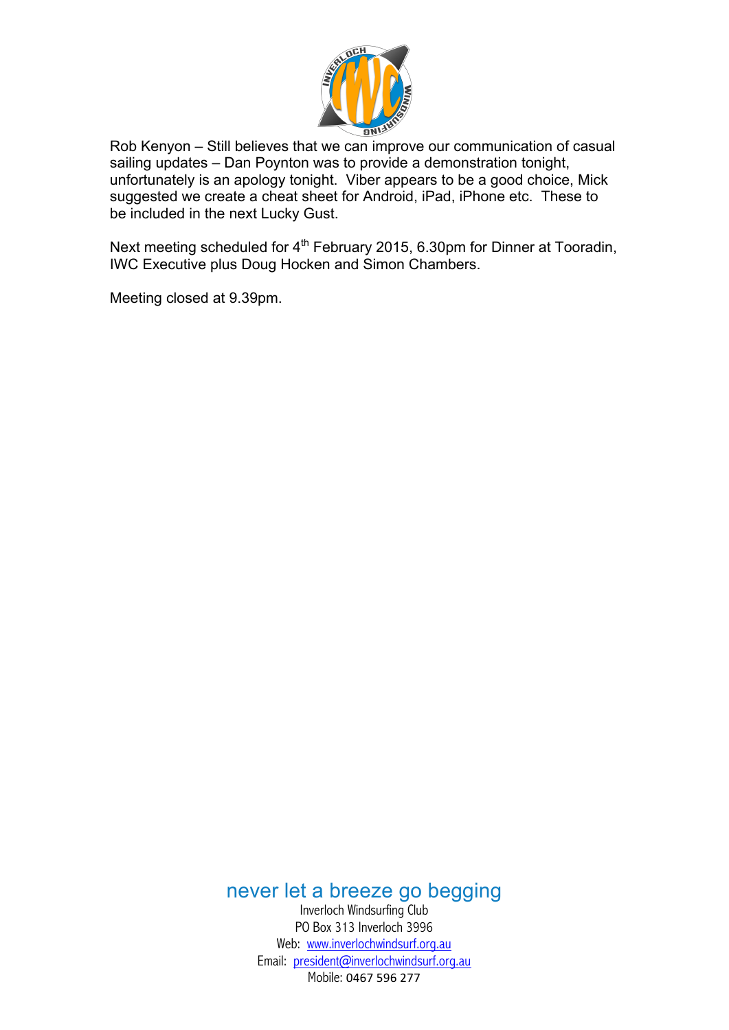Rob Kenyon – Still believes that we can improve our communication of casual sailing updates – Dan Poynton was to provide a demonstration tonight, unfortunately is an apology tonight. Viber appears to be a good choice, Mick suggested we create a cheat sheet for Android, iPad, iPhone etc. These to be included in the next Lucky Gust.

Next meeting scheduled for 4th February 2015, 6.30pm for Dinner at Tooradin, IWC Executive plus Doug Hocken and Simon Chambers.

Meeting closed at 9.39pm.

never let a breeze go begging

Inverloch Windsurfing Club
PO Box 313 Inverloch 3996
Web: www.inverlochwindsurf.org.au
Email: president@inverlochwindsurf.org.au
Mobile: 0467 596 277